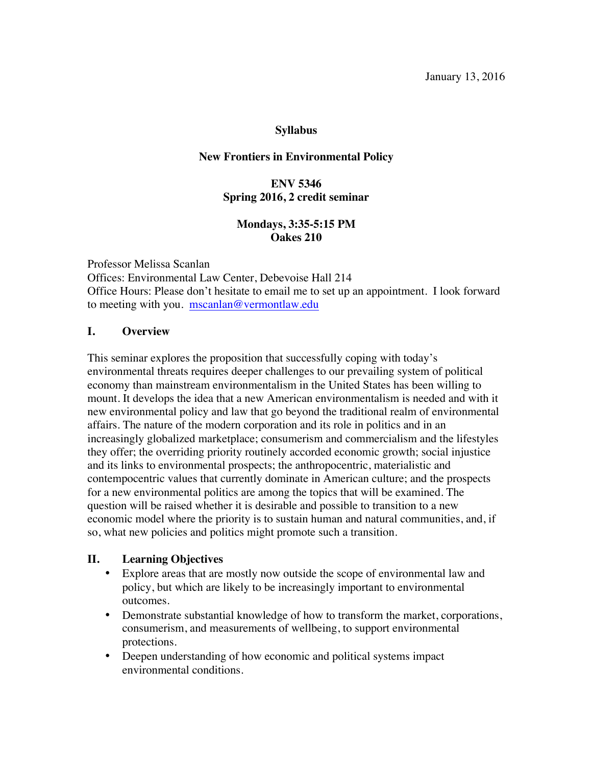January 13, 2016

**Syllabus**

**New Frontiers in Environmental Policy**

**ENV 5346**
**Spring 2016, 2 credit seminar**

**Mondays, 3:35-5:15 PM**
**Oakes 210**

Professor Melissa Scanlan
Offices: Environmental Law Center, Debevoise Hall 214
Office Hours: Please don't hesitate to email me to set up an appointment. I look forward to meeting with you. mscanlan@vermontlaw.edu

## I. Overview

This seminar explores the proposition that successfully coping with today's environmental threats requires deeper challenges to our prevailing system of political economy than mainstream environmentalism in the United States has been willing to mount. It develops the idea that a new American environmentalism is needed and with it new environmental policy and law that go beyond the traditional realm of environmental affairs. The nature of the modern corporation and its role in politics and in an increasingly globalized marketplace; consumerism and commercialism and the lifestyles they offer; the overriding priority routinely accorded economic growth; social injustice and its links to environmental prospects; the anthropocentric, materialistic and contempocentric values that currently dominate in American culture; and the prospects for a new environmental politics are among the topics that will be examined. The question will be raised whether it is desirable and possible to transition to a new economic model where the priority is to sustain human and natural communities, and, if so, what new policies and politics might promote such a transition.

## II. Learning Objectives

- Explore areas that are mostly now outside the scope of environmental law and policy, but which are likely to be increasingly important to environmental outcomes.
- Demonstrate substantial knowledge of how to transform the market, corporations, consumerism, and measurements of wellbeing, to support environmental protections.
- Deepen understanding of how economic and political systems impact environmental conditions.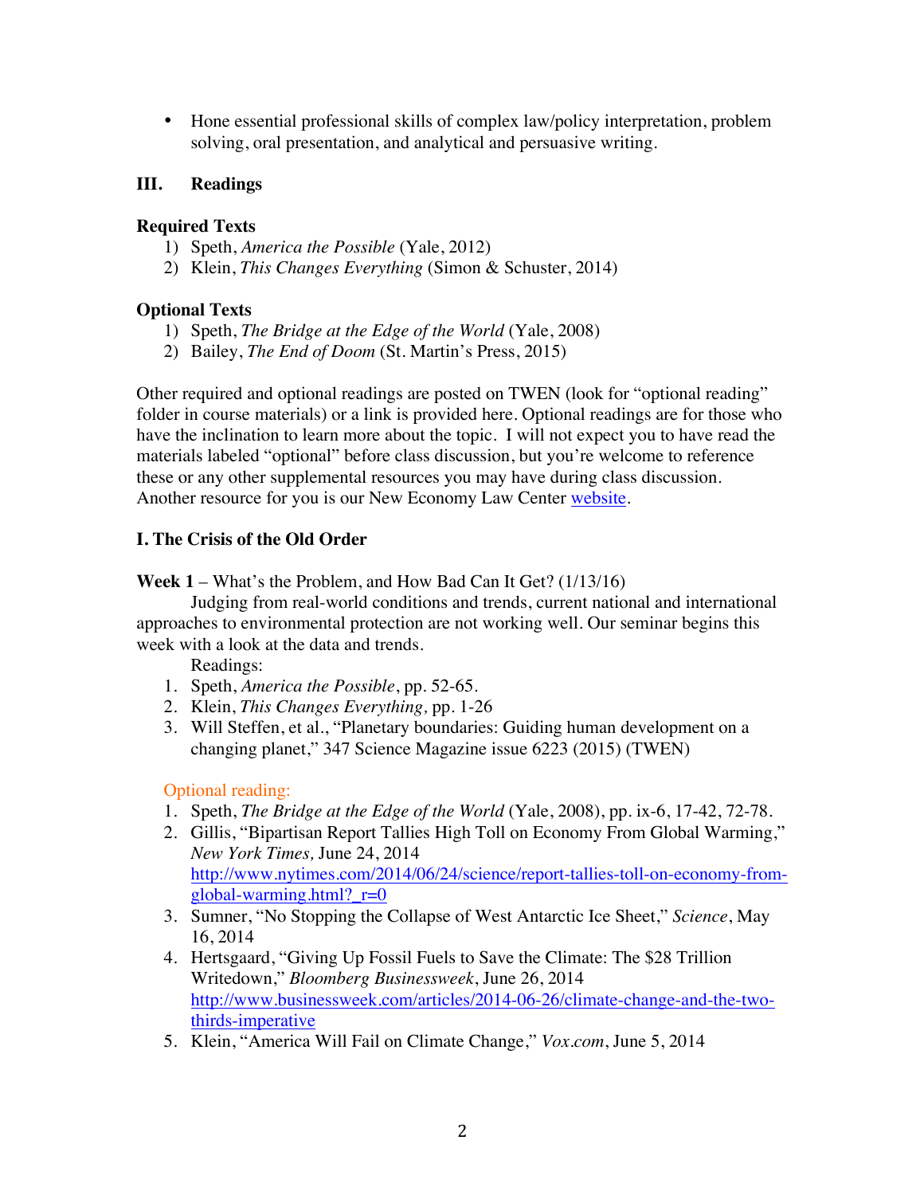- Hone essential professional skills of complex law/policy interpretation, problem solving, oral presentation, and analytical and persuasive writing.

## III. Readings

**Required Texts**

1) Speth, *America the Possible* (Yale, 2012)
2) Klein, *This Changes Everything* (Simon & Schuster, 2014)

**Optional Texts**

1) Speth, *The Bridge at the Edge of the World* (Yale, 2008)
2) Bailey, *The End of Doom* (St. Martin's Press, 2015)

Other required and optional readings are posted on TWEN (look for "optional reading" folder in course materials) or a link is provided here. Optional readings are for those who have the inclination to learn more about the topic. I will not expect you to have read the materials labeled "optional" before class discussion, but you're welcome to reference these or any other supplemental resources you may have during class discussion. Another resource for you is our New Economy Law Center [website](website).

## I. The Crisis of the Old Order

**Week 1** – What's the Problem, and How Bad Can It Get? (1/13/16)

Judging from real-world conditions and trends, current national and international approaches to environmental protection are not working well. Our seminar begins this week with a look at the data and trends.

Readings:

1. Speth, *America the Possible*, pp. 52-65.
2. Klein, *This Changes Everything,* pp. 1-26
3. Will Steffen, et al., "Planetary boundaries: Guiding human development on a changing planet," 347 Science Magazine issue 6223 (2015) (TWEN)

Optional reading:

1. Speth, *The Bridge at the Edge of the World* (Yale, 2008), pp. ix-6, 17-42, 72-78.
2. Gillis, "Bipartisan Report Tallies High Toll on Economy From Global Warming," *New York Times,* June 24, 2014 http://www.nytimes.com/2014/06/24/science/report-tallies-toll-on-economy-from-global-warming.html?_r=0
3. Sumner, "No Stopping the Collapse of West Antarctic Ice Sheet," *Science*, May 16, 2014
4. Hertsgaard, "Giving Up Fossil Fuels to Save the Climate: The $28 Trillion Writedown," *Bloomberg Businessweek*, June 26, 2014 http://www.businessweek.com/articles/2014-06-26/climate-change-and-the-two-thirds-imperative
5. Klein, "America Will Fail on Climate Change," *Vox.com*, June 5, 2014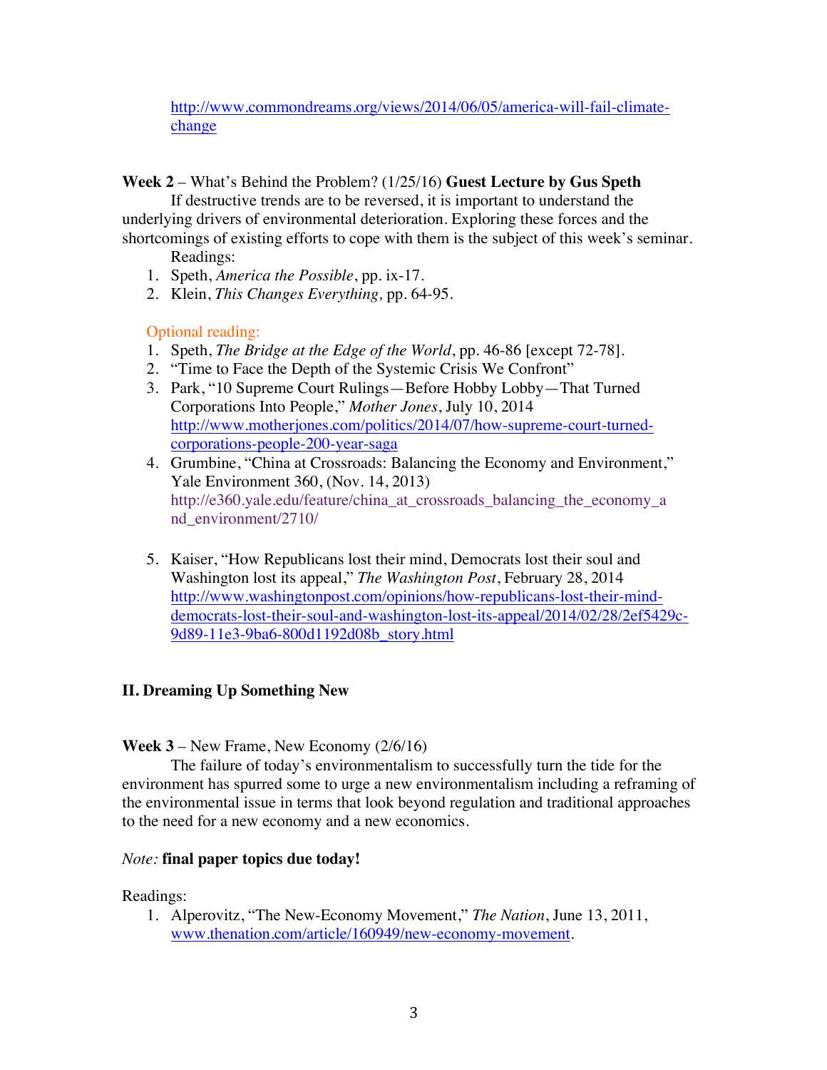http://www.commondreams.org/views/2014/06/05/america-will-fail-climate-change

**Week 2** – What's Behind the Problem? (1/25/16) **Guest Lecture by Gus Speth**

If destructive trends are to be reversed, it is important to understand the underlying drivers of environmental deterioration. Exploring these forces and the shortcomings of existing efforts to cope with them is the subject of this week's seminar.

Readings:

1. Speth, *America the Possible*, pp. ix-17.
2. Klein, *This Changes Everything,* pp. 64-95.

Optional reading:

1. Speth, *The Bridge at the Edge of the World*, pp. 46-86 [except 72-78].
2. "Time to Face the Depth of the Systemic Crisis We Confront"
3. Park, "10 Supreme Court Rulings—Before Hobby Lobby—That Turned Corporations Into People," *Mother Jones*, July 10, 2014 http://www.motherjones.com/politics/2014/07/how-supreme-court-turned-corporations-people-200-year-saga
4. Grumbine, "China at Crossroads: Balancing the Economy and Environment," Yale Environment 360, (Nov. 14, 2013) http://e360.yale.edu/feature/china_at_crossroads_balancing_the_economy_and_environment/2710/
5. Kaiser, "How Republicans lost their mind, Democrats lost their soul and Washington lost its appeal," *The Washington Post*, February 28, 2014 http://www.washingtonpost.com/opinions/how-republicans-lost-their-mind-democrats-lost-their-soul-and-washington-lost-its-appeal/2014/02/28/2ef5429c-9d89-11e3-9ba6-800d1192d08b_story.html

## II. Dreaming Up Something New

**Week 3** – New Frame, New Economy (2/6/16)

The failure of today's environmentalism to successfully turn the tide for the environment has spurred some to urge a new environmentalism including a reframing of the environmental issue in terms that look beyond regulation and traditional approaches to the need for a new economy and a new economics.

*Note:* **final paper topics due today!**

Readings:

1. Alperovitz, "The New-Economy Movement," *The Nation*, June 13, 2011, www.thenation.com/article/160949/new-economy-movement.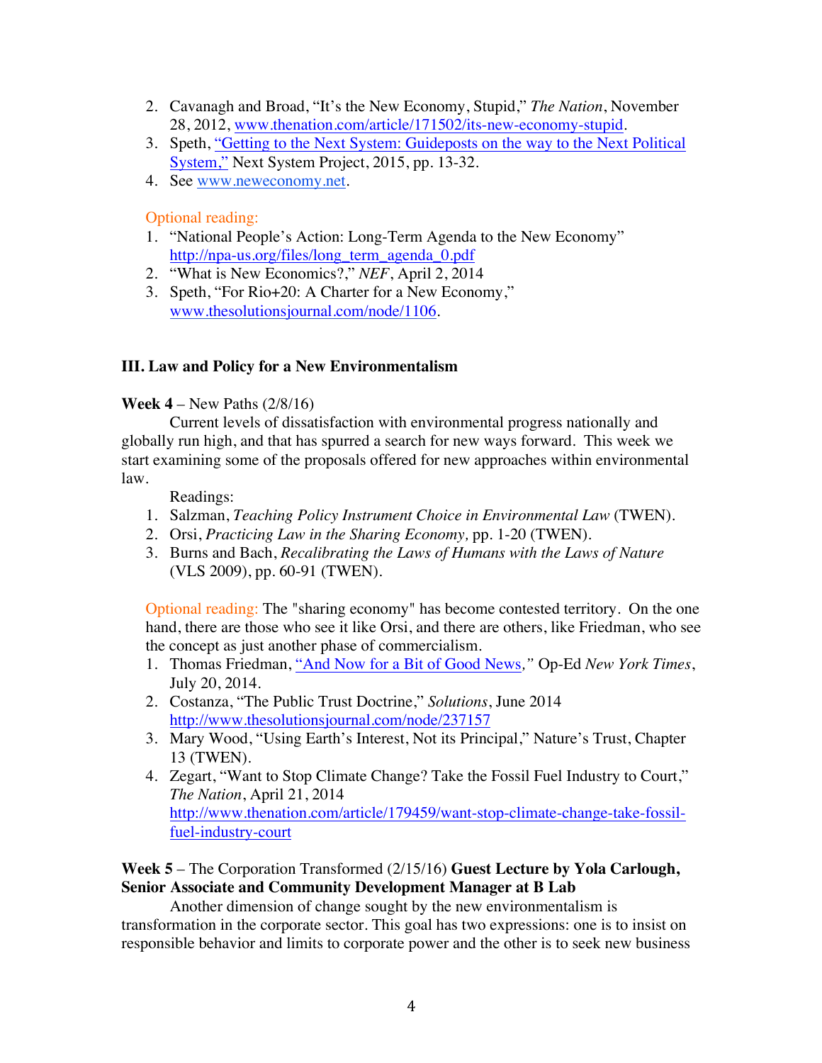2. Cavanagh and Broad, "It's the New Economy, Stupid," *The Nation*, November 28, 2012, [www.thenation.com/article/171502/its-new-economy-stupid](www.thenation.com/article/171502/its-new-economy-stupid).
3. Speth, ["Getting to the Next System: Guideposts on the way to the Next Political System,"]() Next System Project, 2015, pp. 13-32.
4. See [www.neweconomy.net](www.neweconomy.net).

Optional reading:

1. "National People's Action: Long-Term Agenda to the New Economy" [http://npa-us.org/files/long_term_agenda_0.pdf](http://npa-us.org/files/long_term_agenda_0.pdf)
2. "What is New Economics?," *NEF*, April 2, 2014
3. Speth, "For Rio+20: A Charter for a New Economy," [www.thesolutionsjournal.com/node/1106](www.thesolutionsjournal.com/node/1106).

### III. Law and Policy for a New Environmentalism

**Week 4** – New Paths (2/8/16)

Current levels of dissatisfaction with environmental progress nationally and globally run high, and that has spurred a search for new ways forward. This week we start examining some of the proposals offered for new approaches within environmental law.

Readings:

1. Salzman, *Teaching Policy Instrument Choice in Environmental Law* (TWEN).
2. Orsi, *Practicing Law in the Sharing Economy,* pp. 1-20 (TWEN).
3. Burns and Bach, *Recalibrating the Laws of Humans with the Laws of Nature* (VLS 2009), pp. 60-91 (TWEN).

Optional reading: The "sharing economy" has become contested territory. On the one hand, there are those who see it like Orsi, and there are others, like Friedman, who see the concept as just another phase of commercialism.

1. Thomas Friedman, ["And Now for a Bit of Good News,"]() Op-Ed *New York Times*, July 20, 2014.
2. Costanza, "The Public Trust Doctrine," *Solutions*, June 2014 [http://www.thesolutionsjournal.com/node/237157](http://www.thesolutionsjournal.com/node/237157)
3. Mary Wood, "Using Earth's Interest, Not its Principal," Nature's Trust, Chapter 13 (TWEN).
4. Zegart, "Want to Stop Climate Change? Take the Fossil Fuel Industry to Court," *The Nation*, April 21, 2014 [http://www.thenation.com/article/179459/want-stop-climate-change-take-fossil-fuel-industry-court](http://www.thenation.com/article/179459/want-stop-climate-change-take-fossil-fuel-industry-court)

**Week 5** – The Corporation Transformed (2/15/16) **Guest Lecture by Yola Carlough, Senior Associate and Community Development Manager at B Lab**

Another dimension of change sought by the new environmentalism is transformation in the corporate sector. This goal has two expressions: one is to insist on responsible behavior and limits to corporate power and the other is to seek new business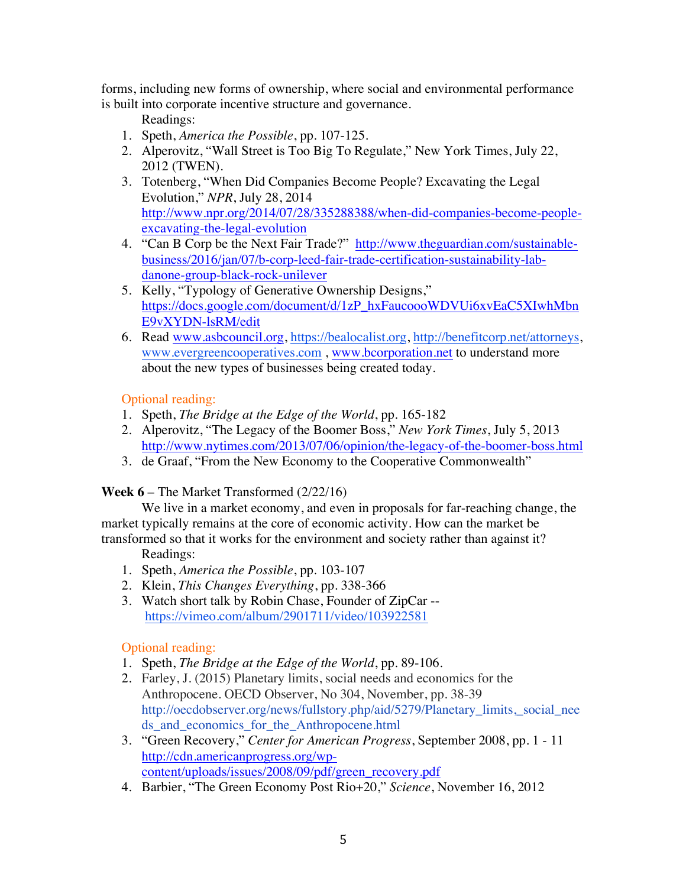forms, including new forms of ownership, where social and environmental performance is built into corporate incentive structure and governance.

Readings:

1. Speth, *America the Possible*, pp. 107-125.
2. Alperovitz, "Wall Street is Too Big To Regulate," New York Times, July 22, 2012 (TWEN).
3. Totenberg, "When Did Companies Become People? Excavating the Legal Evolution," *NPR*, July 28, 2014 http://www.npr.org/2014/07/28/335288388/when-did-companies-become-people-excavating-the-legal-evolution
4. "Can B Corp be the Next Fair Trade?" http://www.theguardian.com/sustainable-business/2016/jan/07/b-corp-leed-fair-trade-certification-sustainability-lab-danone-group-black-rock-unilever
5. Kelly, "Typology of Generative Ownership Designs," https://docs.google.com/document/d/1zP_hxFaucoooWDVUi6xvEaC5XIwhMbnE9vXYDN-lsRM/edit
6. Read www.asbcouncil.org, https://bealocalist.org, http://benefitcorp.net/attorneys, www.evergreencooperatives.com , www.bcorporation.net to understand more about the new types of businesses being created today.

Optional reading:

1. Speth, *The Bridge at the Edge of the World*, pp. 165-182
2. Alperovitz, "The Legacy of the Boomer Boss," *New York Times*, July 5, 2013 http://www.nytimes.com/2013/07/06/opinion/the-legacy-of-the-boomer-boss.html
3. de Graaf, "From the New Economy to the Cooperative Commonwealth"

**Week 6** – The Market Transformed (2/22/16)

We live in a market economy, and even in proposals for far-reaching change, the market typically remains at the core of economic activity. How can the market be transformed so that it works for the environment and society rather than against it?

Readings:

1. Speth, *America the Possible*, pp. 103-107
2. Klein, *This Changes Everything*, pp. 338-366
3. Watch short talk by Robin Chase, Founder of ZipCar -- https://vimeo.com/album/2901711/video/103922581

Optional reading:

1. Speth, *The Bridge at the Edge of the World*, pp. 89-106.
2. Farley, J. (2015) Planetary limits, social needs and economics for the Anthropocene. OECD Observer, No 304, November, pp. 38-39 http://oecdobserver.org/news/fullstory.php/aid/5279/Planetary_limits,_social_needs_and_economics_for_the_Anthropocene.html
3. "Green Recovery," *Center for American Progress*, September 2008, pp. 1 - 11 http://cdn.americanprogress.org/wp-content/uploads/issues/2008/09/pdf/green_recovery.pdf
4. Barbier, "The Green Economy Post Rio+20," *Science*, November 16, 2012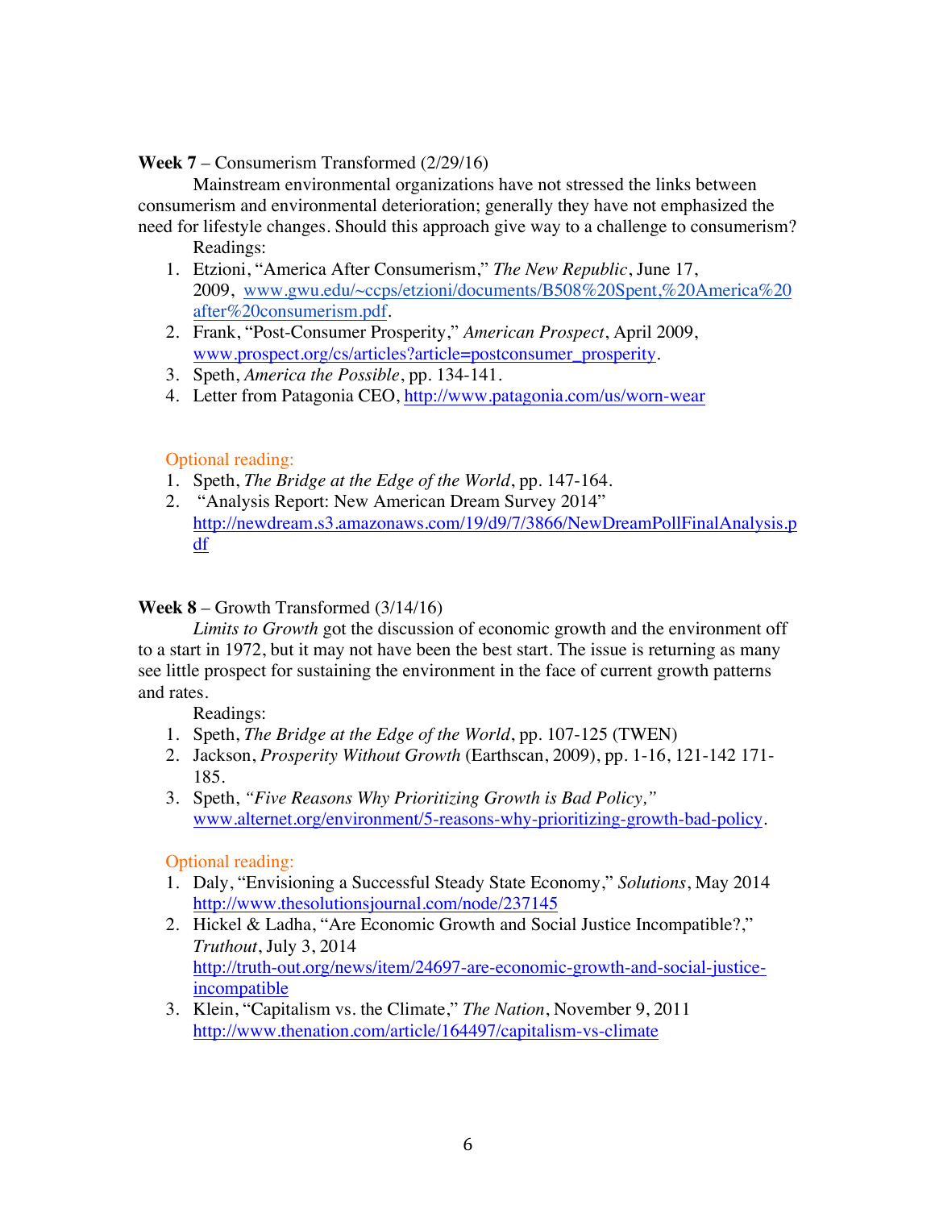**Week 7** – Consumerism Transformed (2/29/16)

Mainstream environmental organizations have not stressed the links between consumerism and environmental deterioration; generally they have not emphasized the need for lifestyle changes. Should this approach give way to a challenge to consumerism?

Readings:

1. Etzioni, "America After Consumerism," *The New Republic*, June 17, 2009, [www.gwu.edu/~ccps/etzioni/documents/B508%20Spent,%20America%20after%20consumerism.pdf](www.gwu.edu/~ccps/etzioni/documents/B508%20Spent,%20America%20after%20consumerism.pdf).
2. Frank, "Post-Consumer Prosperity," *American Prospect*, April 2009, [www.prospect.org/cs/articles?article=postconsumer_prosperity](www.prospect.org/cs/articles?article=postconsumer_prosperity).
3. Speth, *America the Possible*, pp. 134-141.
4. Letter from Patagonia CEO, [http://www.patagonia.com/us/worn-wear](http://www.patagonia.com/us/worn-wear)

Optional reading:

1. Speth, *The Bridge at the Edge of the World*, pp. 147-164.
2. "Analysis Report: New American Dream Survey 2014" [http://newdream.s3.amazonaws.com/19/d9/7/3866/NewDreamPollFinalAnalysis.pdf](http://newdream.s3.amazonaws.com/19/d9/7/3866/NewDreamPollFinalAnalysis.pdf)

**Week 8** – Growth Transformed (3/14/16)

*Limits to Growth* got the discussion of economic growth and the environment off to a start in 1972, but it may not have been the best start. The issue is returning as many see little prospect for sustaining the environment in the face of current growth patterns and rates.

Readings:

1. Speth, *The Bridge at the Edge of the World*, pp. 107-125 (TWEN)
2. Jackson, *Prosperity Without Growth* (Earthscan, 2009), pp. 1-16, 121-142 171-185.
3. Speth, *"Five Reasons Why Prioritizing Growth is Bad Policy,"* [www.alternet.org/environment/5-reasons-why-prioritizing-growth-bad-policy](www.alternet.org/environment/5-reasons-why-prioritizing-growth-bad-policy).

Optional reading:

1. Daly, "Envisioning a Successful Steady State Economy," *Solutions*, May 2014 [http://www.thesolutionsjournal.com/node/237145](http://www.thesolutionsjournal.com/node/237145)
2. Hickel & Ladha, "Are Economic Growth and Social Justice Incompatible?," *Truthout*, July 3, 2014 [http://truth-out.org/news/item/24697-are-economic-growth-and-social-justice-incompatible](http://truth-out.org/news/item/24697-are-economic-growth-and-social-justice-incompatible)
3. Klein, "Capitalism vs. the Climate," *The Nation*, November 9, 2011 [http://www.thenation.com/article/164497/capitalism-vs-climate](http://www.thenation.com/article/164497/capitalism-vs-climate)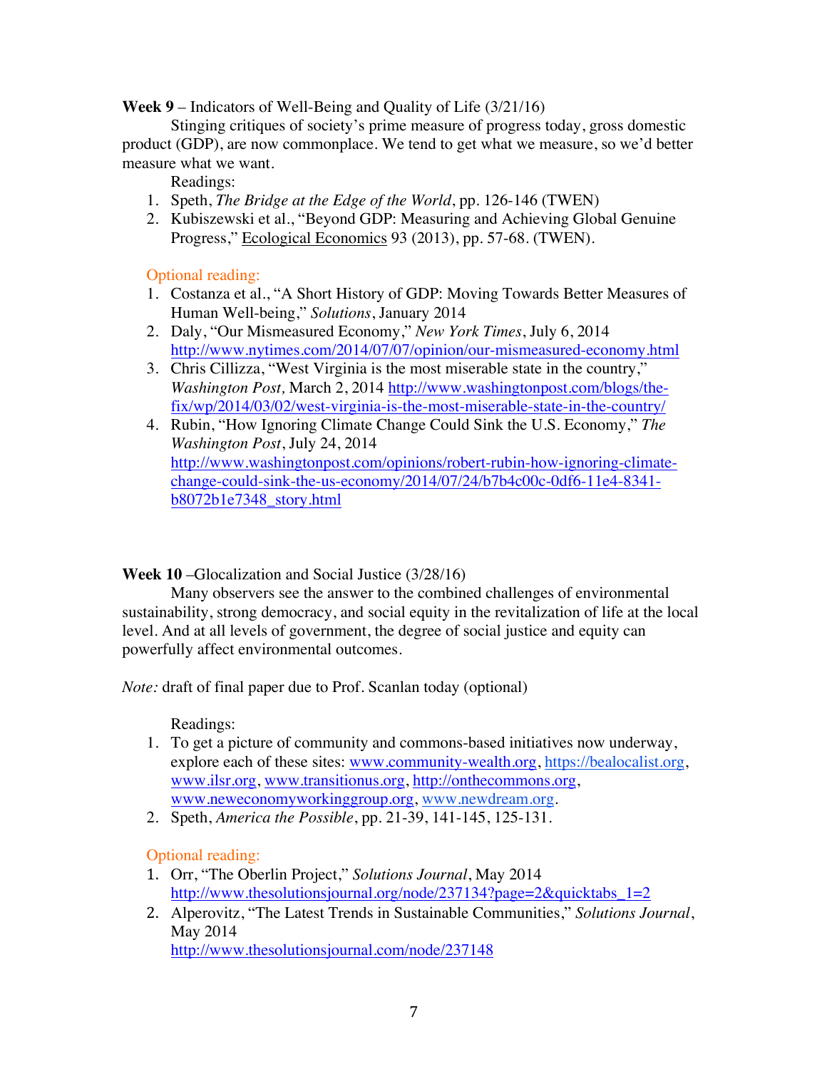**Week 9** – Indicators of Well-Being and Quality of Life (3/21/16)

Stinging critiques of society's prime measure of progress today, gross domestic product (GDP), are now commonplace. We tend to get what we measure, so we'd better measure what we want.

Readings:

1. Speth, *The Bridge at the Edge of the World*, pp. 126-146 (TWEN)
2. Kubiszewski et al., "Beyond GDP: Measuring and Achieving Global Genuine Progress," Ecological Economics 93 (2013), pp. 57-68. (TWEN).

Optional reading:

1. Costanza et al., "A Short History of GDP: Moving Towards Better Measures of Human Well-being," *Solutions*, January 2014
2. Daly, "Our Mismeasured Economy," *New York Times*, July 6, 2014 http://www.nytimes.com/2014/07/07/opinion/our-mismeasured-economy.html
3. Chris Cillizza, "West Virginia is the most miserable state in the country," *Washington Post,* March 2, 2014 http://www.washingtonpost.com/blogs/the-fix/wp/2014/03/02/west-virginia-is-the-most-miserable-state-in-the-country/
4. Rubin, "How Ignoring Climate Change Could Sink the U.S. Economy," *The Washington Post*, July 24, 2014 http://www.washingtonpost.com/opinions/robert-rubin-how-ignoring-climate-change-could-sink-the-us-economy/2014/07/24/b7b4c00c-0df6-11e4-8341-b8072b1e7348_story.html

**Week 10** –Glocalization and Social Justice (3/28/16)

Many observers see the answer to the combined challenges of environmental sustainability, strong democracy, and social equity in the revitalization of life at the local level. And at all levels of government, the degree of social justice and equity can powerfully affect environmental outcomes.

*Note:* draft of final paper due to Prof. Scanlan today (optional)

Readings:

1. To get a picture of community and commons-based initiatives now underway, explore each of these sites: www.community-wealth.org, https://bealocalist.org, www.ilsr.org, www.transitionus.org, http://onthecommons.org, www.neweconomyworkinggroup.org, www.newdream.org.
2. Speth, *America the Possible*, pp. 21-39, 141-145, 125-131.

Optional reading:

1. Orr, "The Oberlin Project," *Solutions Journal*, May 2014 http://www.thesolutionsjournal.org/node/237134?page=2&quicktabs_1=2
2. Alperovitz, "The Latest Trends in Sustainable Communities," *Solutions Journal*, May 2014 http://www.thesolutionsjournal.com/node/237148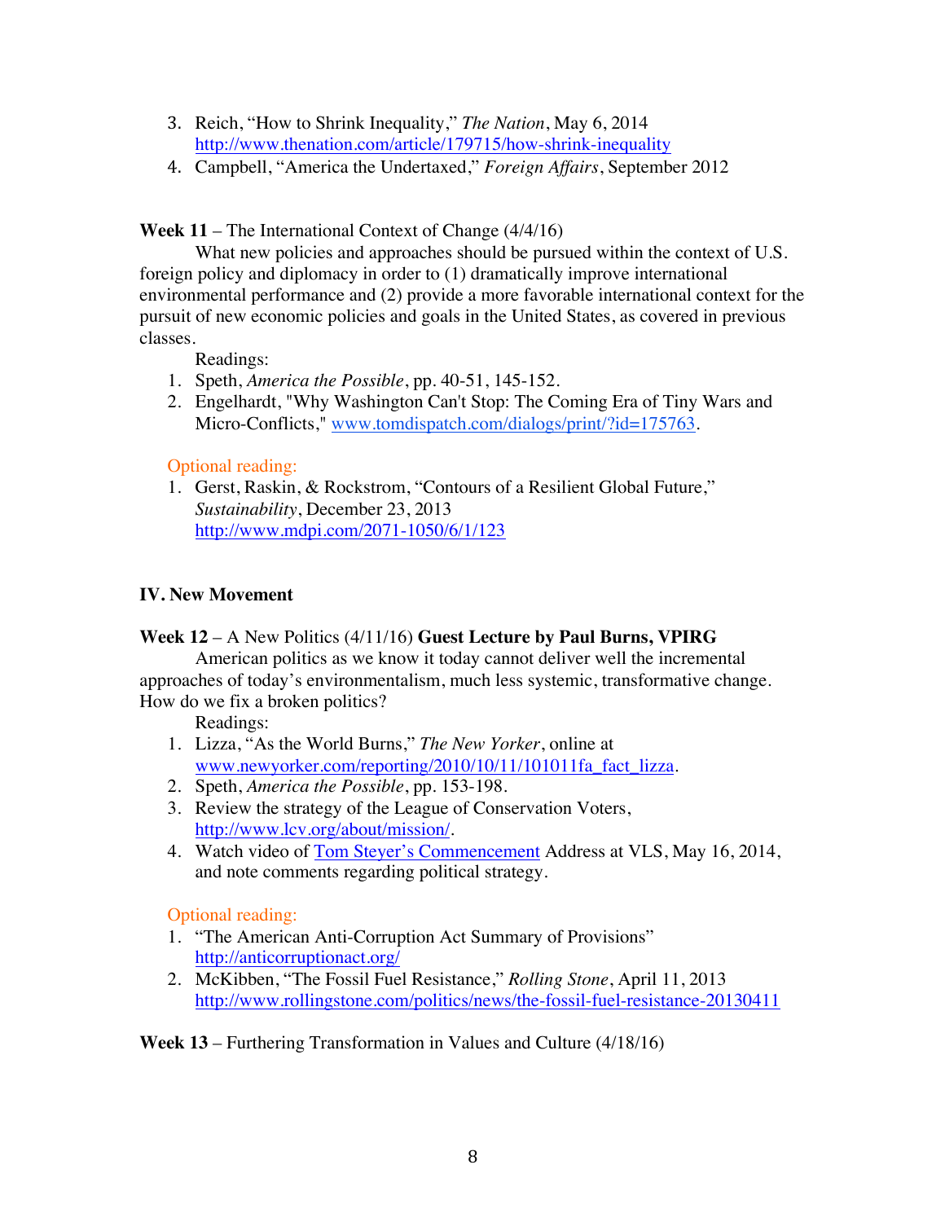3. Reich, "How to Shrink Inequality," *The Nation*, May 6, 2014 http://www.thenation.com/article/179715/how-shrink-inequality
4. Campbell, "America the Undertaxed," *Foreign Affairs*, September 2012

**Week 11** – The International Context of Change (4/4/16)

What new policies and approaches should be pursued within the context of U.S. foreign policy and diplomacy in order to (1) dramatically improve international environmental performance and (2) provide a more favorable international context for the pursuit of new economic policies and goals in the United States, as covered in previous classes.

Readings:

1. Speth, *America the Possible*, pp. 40-51, 145-152.
2. Engelhardt, "Why Washington Can't Stop: The Coming Era of Tiny Wars and Micro-Conflicts," www.tomdispatch.com/dialogs/print/?id=175763.

Optional reading:

1. Gerst, Raskin, & Rockstrom, "Contours of a Resilient Global Future," *Sustainability*, December 23, 2013 http://www.mdpi.com/2071-1050/6/1/123

## IV. New Movement

**Week 12** – A New Politics (4/11/16) **Guest Lecture by Paul Burns, VPIRG**

American politics as we know it today cannot deliver well the incremental approaches of today's environmentalism, much less systemic, transformative change. How do we fix a broken politics?

Readings:

1. Lizza, "As the World Burns," *The New Yorker*, online at www.newyorker.com/reporting/2010/10/11/101011fa_fact_lizza.
2. Speth, *America the Possible*, pp. 153-198.
3. Review the strategy of the League of Conservation Voters, http://www.lcv.org/about/mission/.
4. Watch video of Tom Steyer's Commencement Address at VLS, May 16, 2014, and note comments regarding political strategy.

Optional reading:

1. "The American Anti-Corruption Act Summary of Provisions" http://anticorruptionact.org/
2. McKibben, "The Fossil Fuel Resistance," *Rolling Stone*, April 11, 2013 http://www.rollingstone.com/politics/news/the-fossil-fuel-resistance-20130411

**Week 13** – Furthering Transformation in Values and Culture (4/18/16)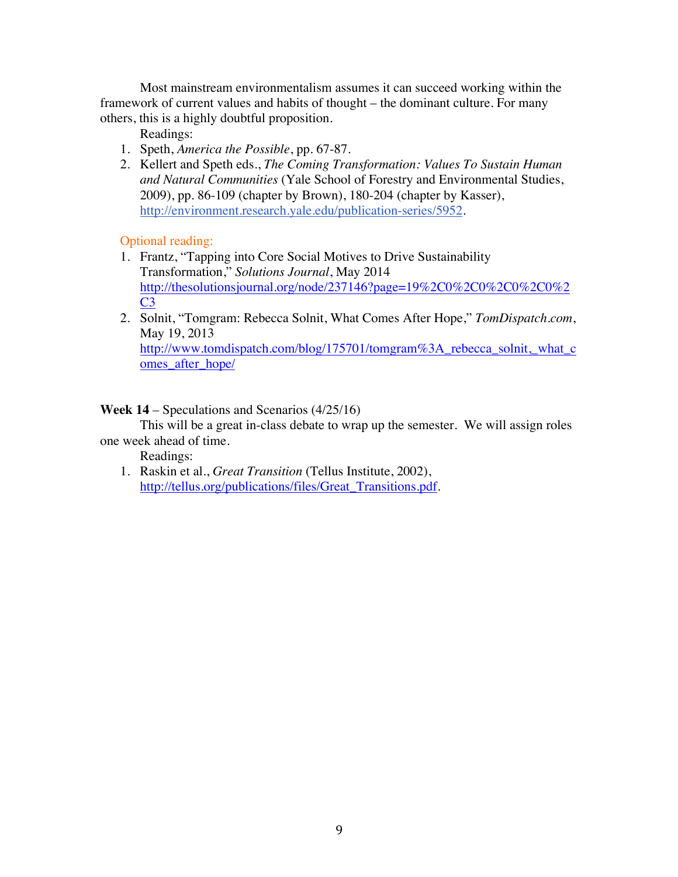Most mainstream environmentalism assumes it can succeed working within the framework of current values and habits of thought – the dominant culture. For many others, this is a highly doubtful proposition.

Readings:

1. Speth, *America the Possible*, pp. 67-87.
2. Kellert and Speth eds., *The Coming Transformation: Values To Sustain Human and Natural Communities* (Yale School of Forestry and Environmental Studies, 2009), pp. 86-109 (chapter by Brown), 180-204 (chapter by Kasser), http://environment.research.yale.edu/publication-series/5952.

Optional reading:

1. Frantz, "Tapping into Core Social Motives to Drive Sustainability Transformation," *Solutions Journal*, May 2014 http://thesolutionsjournal.org/node/237146?page=19%2C0%2C0%2C0%2C0%2C3
2. Solnit, "Tomgram: Rebecca Solnit, What Comes After Hope," *TomDispatch.com*, May 19, 2013 http://www.tomdispatch.com/blog/175701/tomgram%3A_rebecca_solnit,_what_comes_after_hope/

**Week 14** – Speculations and Scenarios (4/25/16)

This will be a great in-class debate to wrap up the semester. We will assign roles one week ahead of time.

Readings:

1. Raskin et al., *Great Transition* (Tellus Institute, 2002), http://tellus.org/publications/files/Great_Transitions.pdf.